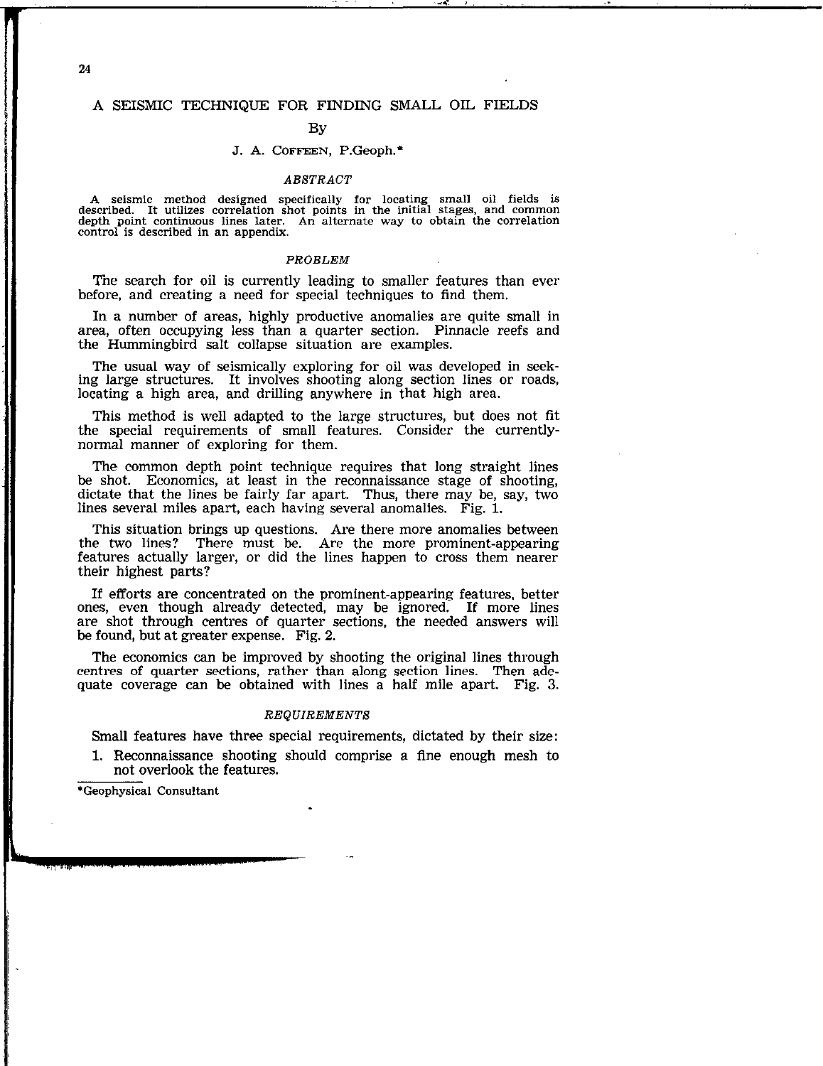# A SEISMIC TECHNIQUE FOR FINDING SMALL OIL FIELDS

By

J. A. COFFEEN, P.Geoph.*

## ABSTRACT

A seismic method designed specifically for locating small oil fields is described. It utilizes correlation shot points in the initial stages, and common depth point continuous lines later. An alternate way to obtain the correlation control is described in an appendix.

## PROBLEM

The search for oil is currently leading to smaller features than ever before, and creating a need for special techniques to find them.

In a number of areas, highly productive anomalies are quite small in area, often occupying less than a quarter section. Pinnacle reefs and the Hummingbird salt collapse situation are examples.

The usual way of seismically exploring for oil was developed in seeking large structures. It involves shooting along section lines or roads, locating a high area, and drilling anywhere in that high area.

This method is well adapted to the large structures, but does not fit the special requirements of small features. Consider the currently-normal manner of exploring for them.

The common depth point technique requires that long straight lines be shot. Economics, at least in the reconnaissance stage of shooting, dictate that the lines be fairly far apart. Thus, there may be, say, two lines several miles apart, each having several anomalies. Fig. 1.

This situation brings up questions. Are there more anomalies between the two lines? There must be. Are the more prominent-appearing features actually larger, or did the lines happen to cross them nearer their highest parts?

If efforts are concentrated on the prominent-appearing features, better ones, even though already detected, may be ignored. If more lines are shot through centres of quarter sections, the needed answers will be found, but at greater expense. Fig. 2.

The economics can be improved by shooting the original lines through centres of quarter sections, rather than along section lines. Then adequate coverage can be obtained with lines a half mile apart. Fig. 3.

## REQUIREMENTS

Small features have three special requirements, dictated by their size:

1. Reconnaissance shooting should comprise a fine enough mesh to not overlook the features.

---

*Geophysical Consultant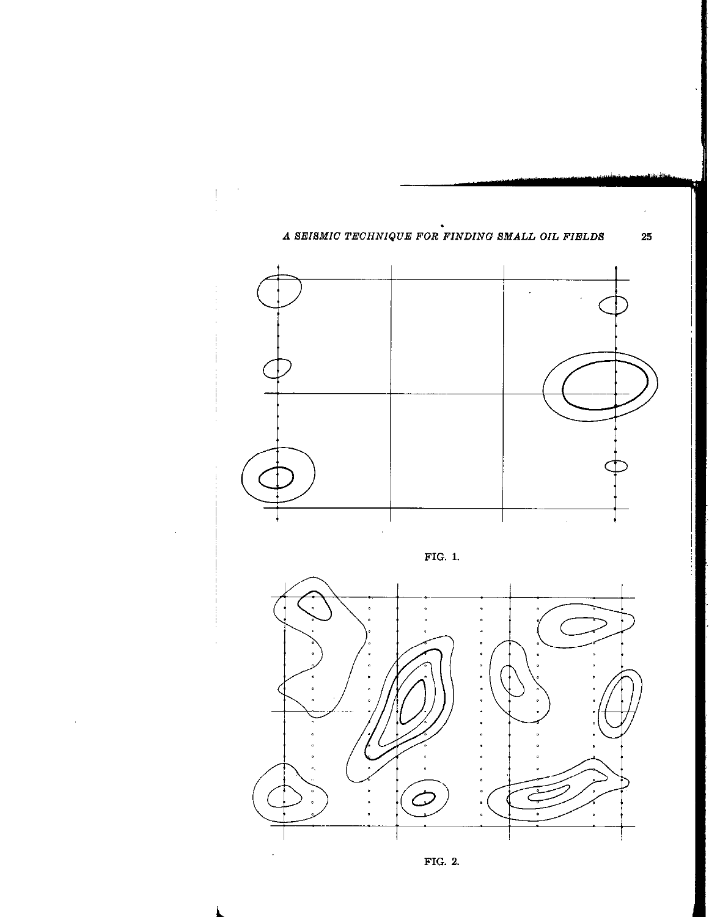FIG. 1.

FIG. 2.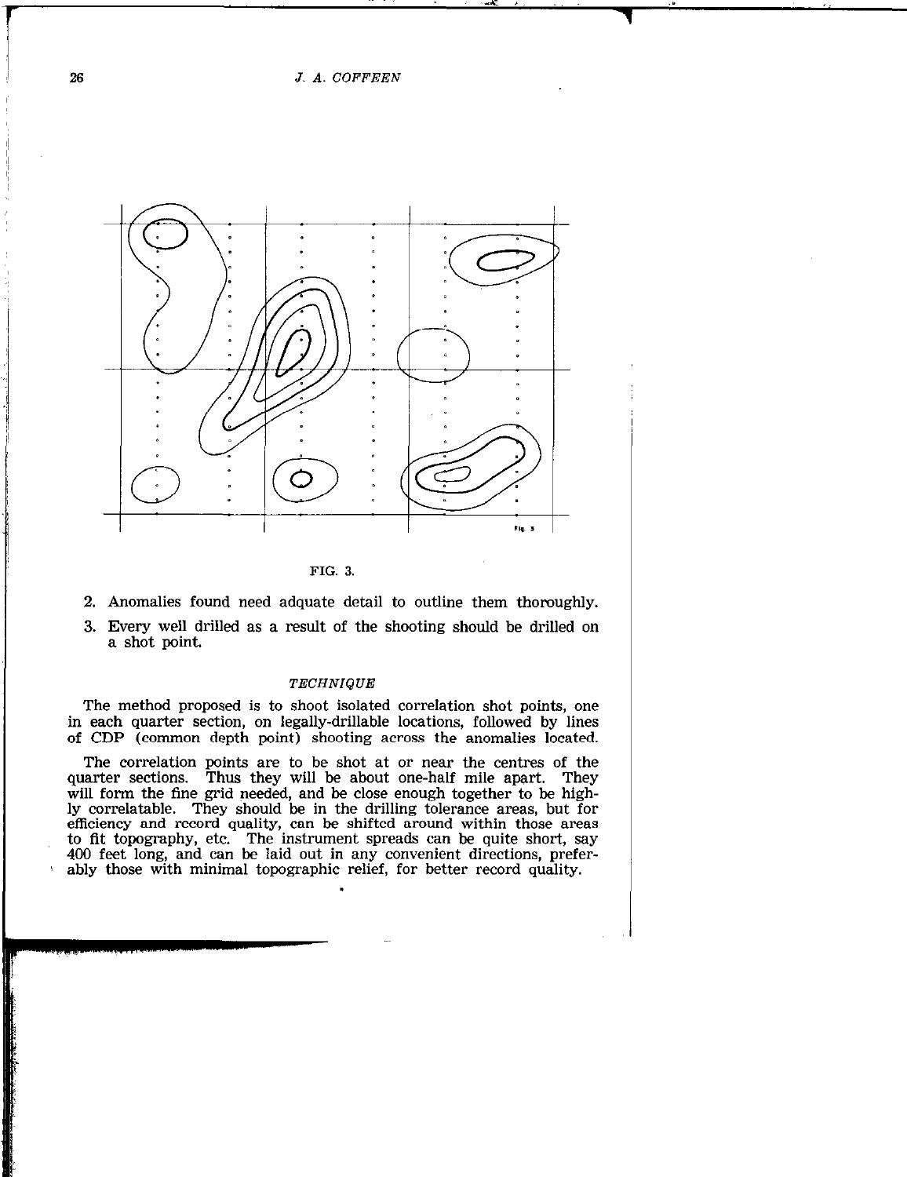FIG. 3.

2. Anomalies found need adquate detail to outline them thoroughly.
3. Every well drilled as a result of the shooting should be drilled on a shot point.

## *TECHNIQUE*

The method proposed is to shoot isolated correlation shot points, one in each quarter section, on legally-drillable locations, followed by lines of CDP (common depth point) shooting across the anomalies located.

The correlation points are to be shot at or near the centres of the quarter sections. Thus they will be about one-half mile apart. They will form the fine grid needed, and be close enough together to be highly correlatable. They should be in the drilling tolerance areas, but for efficiency and record quality, can be shifted around within those areas to fit topography, etc. The instrument spreads can be quite short, say 400 feet long, and can be laid out in any convenient directions, preferably those with minimal topographic relief, for better record quality.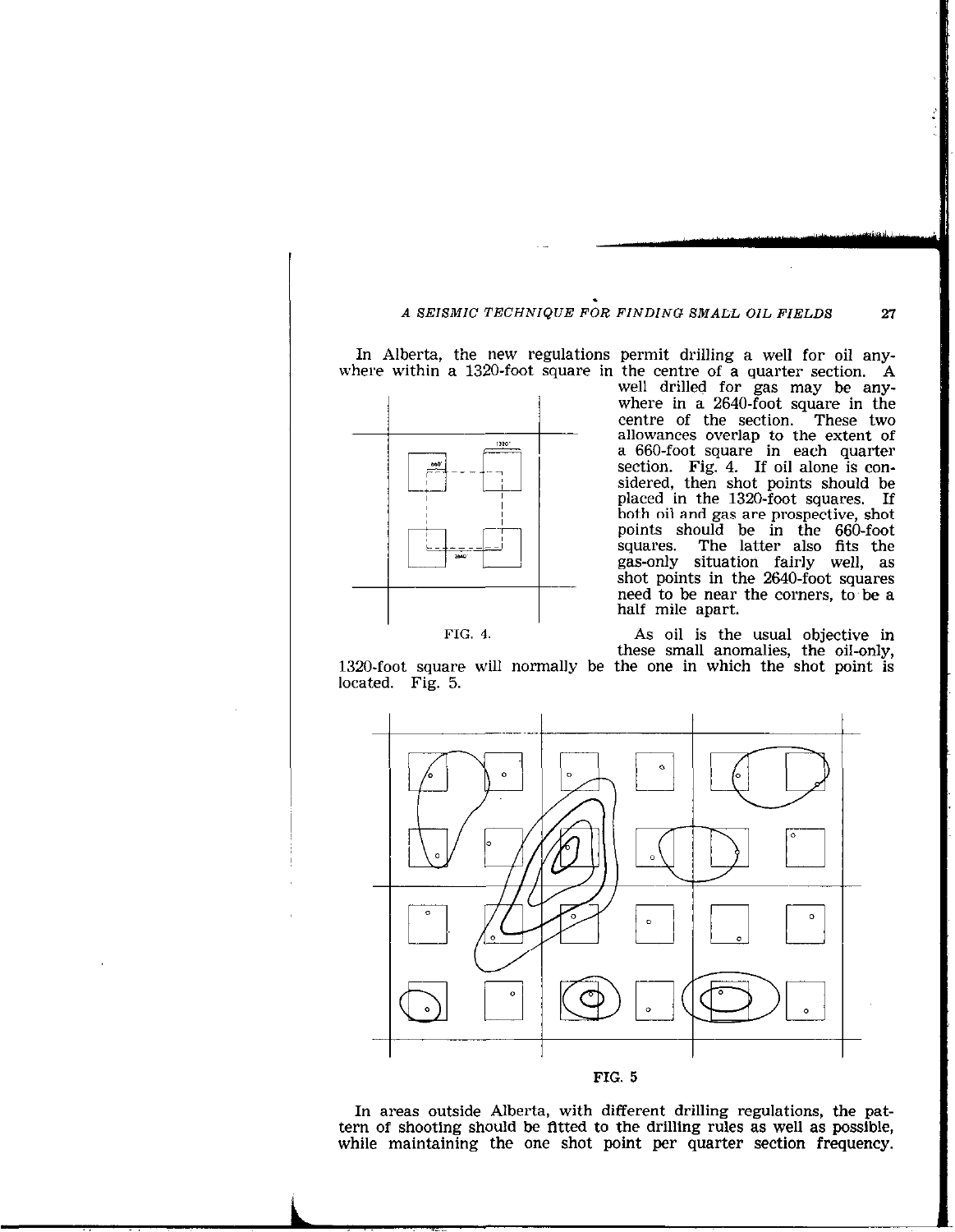In Alberta, the new regulations permit drilling a well for oil anywhere within a 1320-foot square in the centre of a quarter section. A well drilled for gas may be anywhere in a 2640-foot square in the centre of the section. These two allowances overlap to the extent of a 660-foot square in each quarter section. Fig. 4. If oil alone is considered, then shot points should be placed in the 1320-foot squares. If both oil and gas are prospective, shot points should be in the 660-foot squares. The latter also fits the gas-only situation fairly well, as shot points in the 2640-foot squares need to be near the corners, to be a half mile apart.

FIG. 4.

As oil is the usual objective in these small anomalies, the oil-only, 1320-foot square will normally be the one in which the shot point is located. Fig. 5.

FIG. 5

In areas outside Alberta, with different drilling regulations, the pattern of shooting should be fitted to the drilling rules as well as possible, while maintaining the one shot point per quarter section frequency.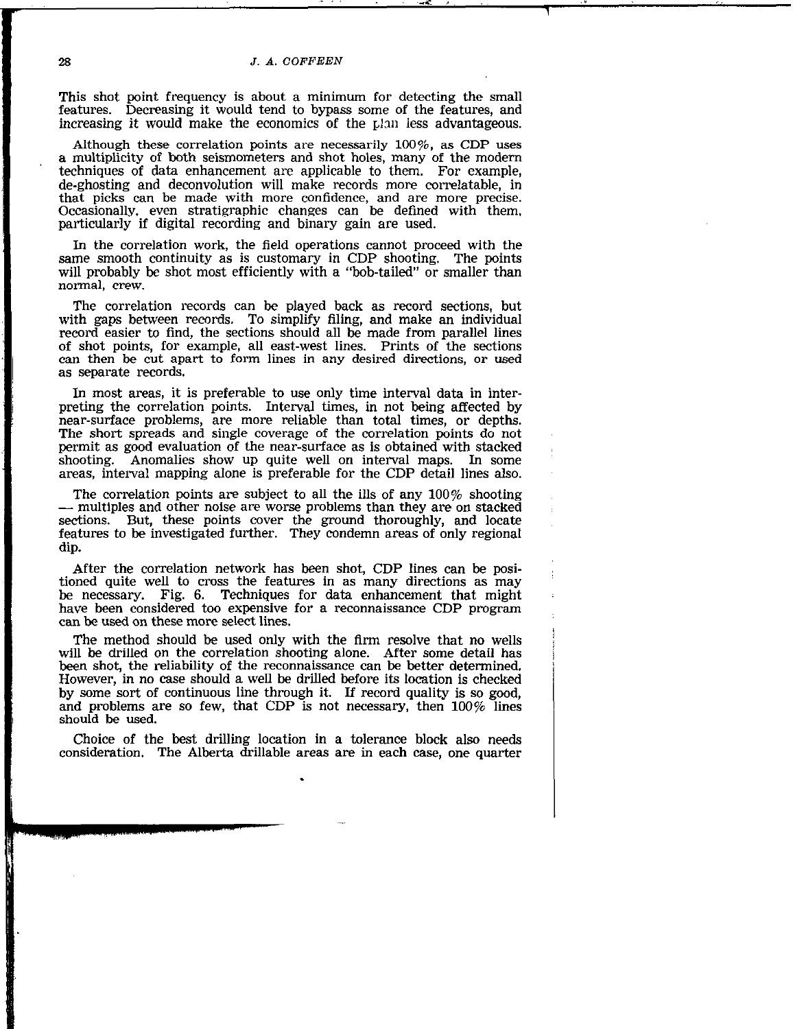This shot point frequency is about a minimum for detecting the small features. Decreasing it would tend to bypass some of the features, and increasing it would make the economics of the plan less advantageous.

Although these correlation points are necessarily 100%, as CDP uses a multiplicity of both seismometers and shot holes, many of the modern techniques of data enhancement are applicable to them. For example, de-ghosting and deconvolution will make records more correlatable, in that picks can be made with more confidence, and are more precise. Occasionally, even stratigraphic changes can be defined with them, particularly if digital recording and binary gain are used.

In the correlation work, the field operations cannot proceed with the same smooth continuity as is customary in CDP shooting. The points will probably be shot most efficiently with a "bob-tailed" or smaller than normal, crew.

The correlation records can be played back as record sections, but with gaps between records. To simplify filing, and make an individual record easier to find, the sections should all be made from parallel lines of shot points, for example, all east-west lines. Prints of the sections can then be cut apart to form lines in any desired directions, or used as separate records.

In most areas, it is preferable to use only time interval data in interpreting the correlation points. Interval times, in not being affected by near-surface problems, are more reliable than total times, or depths. The short spreads and single coverage of the correlation points do not permit as good evaluation of the near-surface as is obtained with stacked shooting. Anomalies show up quite well on interval maps. In some areas, interval mapping alone is preferable for the CDP detail lines also.

The correlation points are subject to all the ills of any 100% shooting — multiples and other noise are worse problems than they are on stacked sections. But, these points cover the ground thoroughly, and locate features to be investigated further. They condemn areas of only regional dip.

After the correlation network has been shot, CDP lines can be positioned quite well to cross the features in as many directions as may be necessary. Fig. 6. Techniques for data enhancement that might have been considered too expensive for a reconnaissance CDP program can be used on these more select lines.

The method should be used only with the firm resolve that no wells will be drilled on the correlation shooting alone. After some detail has been shot, the reliability of the reconnaissance can be better determined. However, in no case should a well be drilled before its location is checked by some sort of continuous line through it. If record quality is so good, and problems are so few, that CDP is not necessary, then 100% lines should be used.

Choice of the best drilling location in a tolerance block also needs consideration. The Alberta drillable areas are in each case, one quarter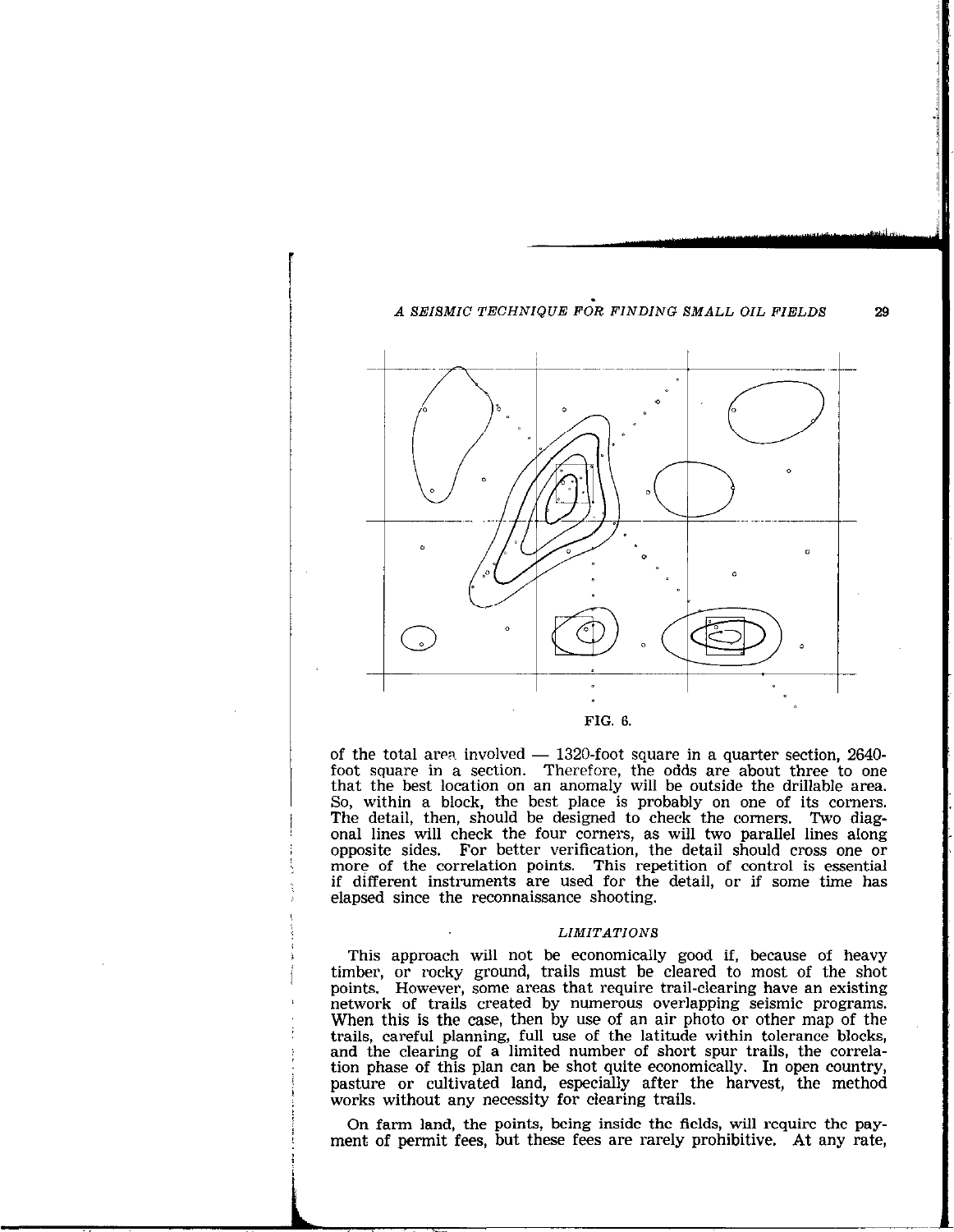FIG. 6.

of the total area involved — 1320-foot square in a quarter section, 2640-foot square in a section. Therefore, the odds are about three to one that the best location on an anomaly will be outside the drillable area. So, within a block, the best place is probably on one of its corners. The detail, then, should be designed to check the corners. Two diagonal lines will check the four corners, as will two parallel lines along opposite sides. For better verification, the detail should cross one or more of the correlation points. This repetition of control is essential if different instruments are used for the detail, or if some time has elapsed since the reconnaissance shooting.

## LIMITATIONS

This approach will not be economically good if, because of heavy timber, or rocky ground, trails must be cleared to most of the shot points. However, some areas that require trail-clearing have an existing network of trails created by numerous overlapping seismic programs. When this is the case, then by use of an air photo or other map of the trails, careful planning, full use of the latitude within tolerance blocks, and the clearing of a limited number of short spur trails, the correlation phase of this plan can be shot quite economically. In open country, pasture or cultivated land, especially after the harvest, the method works without any necessity for clearing trails.

On farm land, the points, being inside the fields, will require the payment of permit fees, but these fees are rarely prohibitive. At any rate,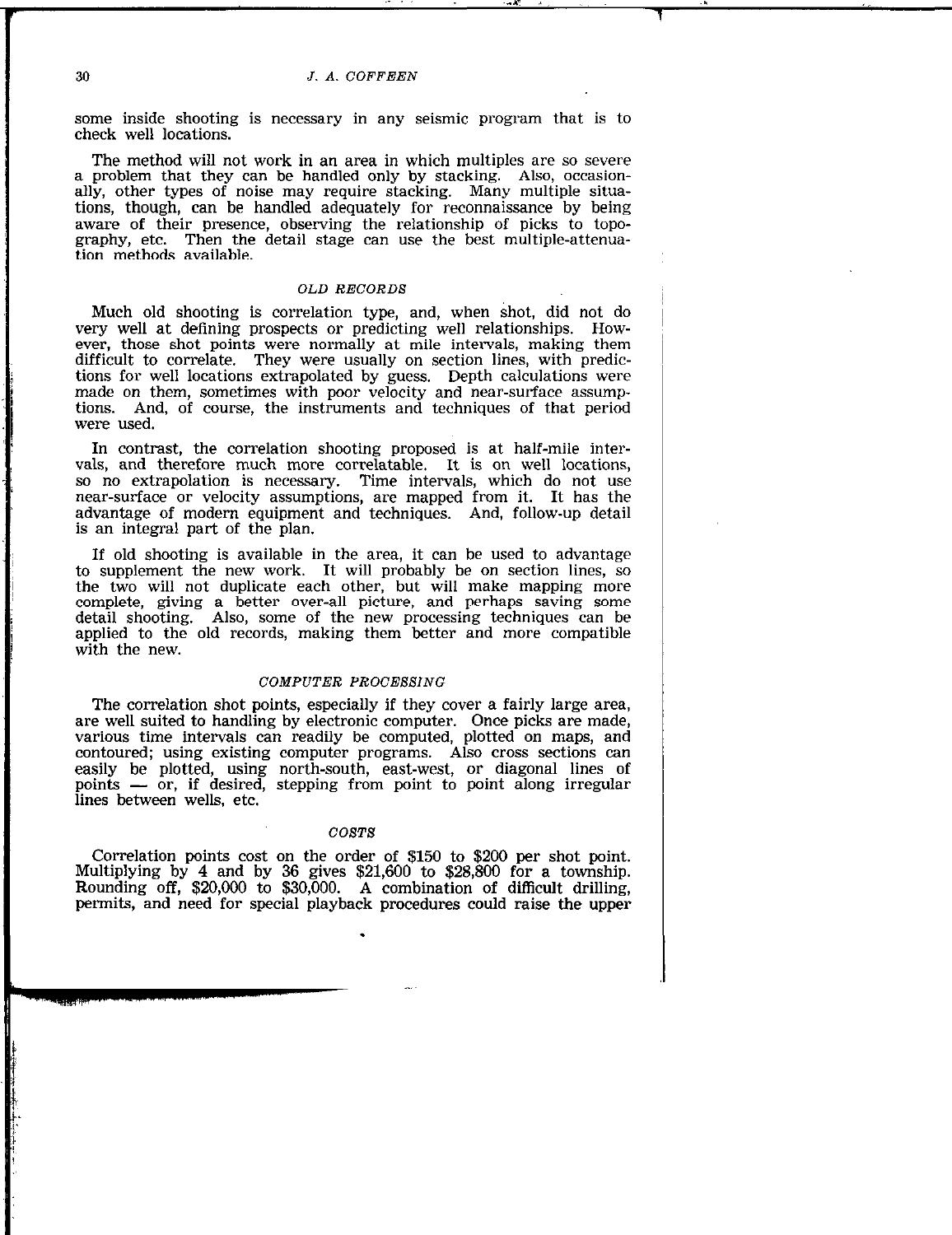some inside shooting is necessary in any seismic program that is to check well locations.

The method will not work in an area in which multiples are so severe a problem that they can be handled only by stacking. Also, occasionally, other types of noise may require stacking. Many multiple situations, though, can be handled adequately for reconnaissance by being aware of their presence, observing the relationship of picks to topography, etc. Then the detail stage can use the best multiple-attenuation methods available.

### *OLD RECORDS*

Much old shooting is correlation type, and, when shot, did not do very well at defining prospects or predicting well relationships. However, those shot points were normally at mile intervals, making them difficult to correlate. They were usually on section lines, with predictions for well locations extrapolated by guess. Depth calculations were made on them, sometimes with poor velocity and near-surface assumptions. And, of course, the instruments and techniques of that period were used.

In contrast, the correlation shooting proposed is at half-mile intervals, and therefore much more correlatable. It is on well locations, so no extrapolation is necessary. Time intervals, which do not use near-surface or velocity assumptions, are mapped from it. It has the advantage of modern equipment and techniques. And, follow-up detail is an integral part of the plan.

If old shooting is available in the area, it can be used to advantage to supplement the new work. It will probably be on section lines, so the two will not duplicate each other, but will make mapping more complete, giving a better over-all picture, and perhaps saving some detail shooting. Also, some of the new processing techniques can be applied to the old records, making them better and more compatible with the new.

### *COMPUTER PROCESSING*

The correlation shot points, especially if they cover a fairly large area, are well suited to handling by electronic computer. Once picks are made, various time intervals can readily be computed, plotted on maps, and contoured; using existing computer programs. Also cross sections can easily be plotted, using north-south, east-west, or diagonal lines of points — or, if desired, stepping from point to point along irregular lines between wells, etc.

### *COSTS*

Correlation points cost on the order of $150 to $200 per shot point. Multiplying by 4 and by 36 gives $21,600 to $28,800 for a township. Rounding off, $20,000 to $30,000. A combination of difficult drilling, permits, and need for special playback procedures could raise the upper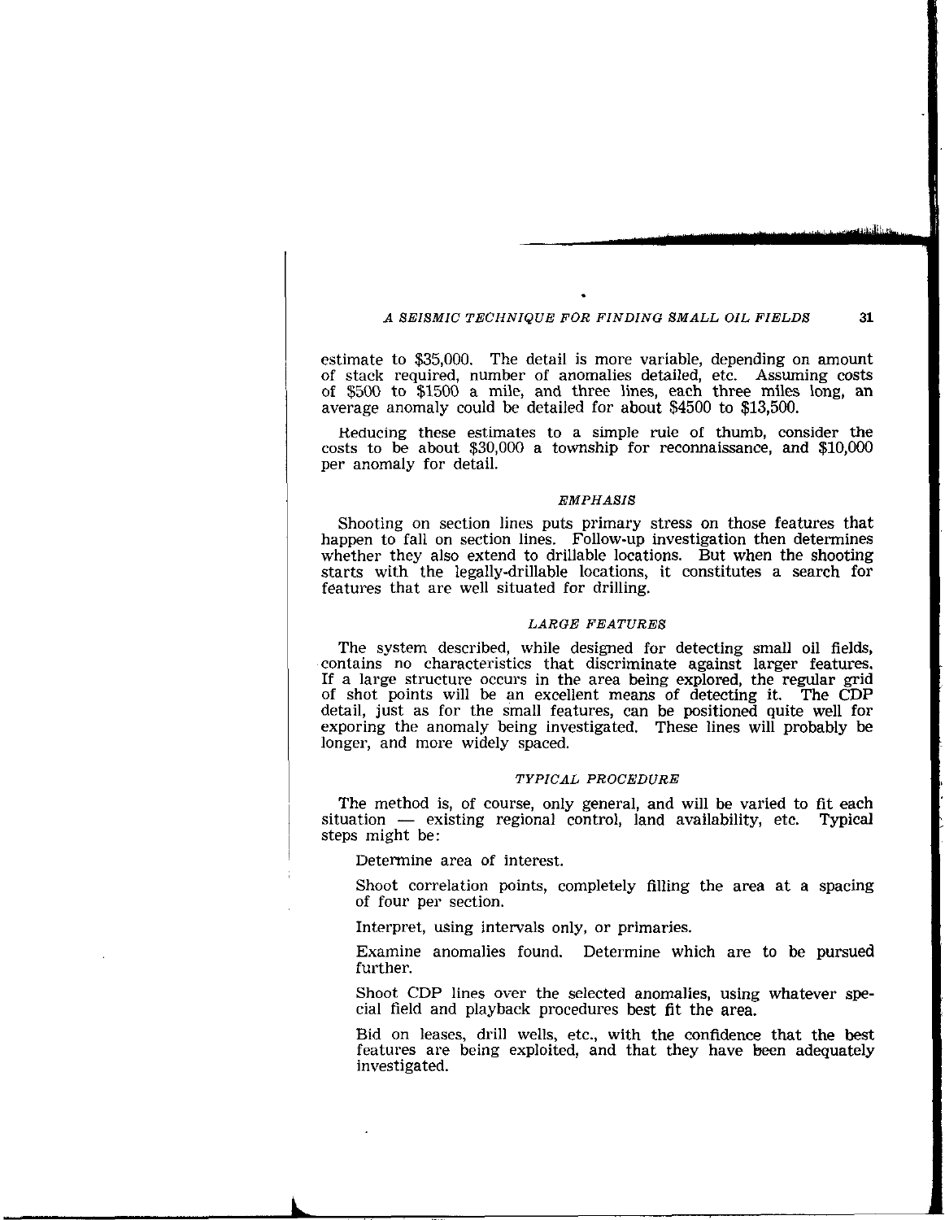estimate to $35,000. The detail is more variable, depending on amount of stack required, number of anomalies detailed, etc. Assuming costs of $500 to $1500 a mile, and three lines, each three miles long, an average anomaly could be detailed for about $4500 to $13,500.

Reducing these estimates to a simple rule of thumb, consider the costs to be about $30,000 a township for reconnaissance, and $10,000 per anomaly for detail.

### *EMPHASIS*

Shooting on section lines puts primary stress on those features that happen to fall on section lines. Follow-up investigation then determines whether they also extend to drillable locations. But when the shooting starts with the legally-drillable locations, it constitutes a search for features that are well situated for drilling.

### *LARGE FEATURES*

The system described, while designed for detecting small oil fields, contains no characteristics that discriminate against larger features. If a large structure occurs in the area being explored, the regular grid of shot points will be an excellent means of detecting it. The CDP detail, just as for the small features, can be positioned quite well for exporing the anomaly being investigated. These lines will probably be longer, and more widely spaced.

### *TYPICAL PROCEDURE*

The method is, of course, only general, and will be varied to fit each situation — existing regional control, land availability, etc. Typical steps might be:

Determine area of interest.

Shoot correlation points, completely filling the area at a spacing of four per section.

Interpret, using intervals only, or primaries.

Examine anomalies found. Determine which are to be pursued further.

Shoot CDP lines over the selected anomalies, using whatever special field and playback procedures best fit the area.

Bid on leases, drill wells, etc., with the confidence that the best features are being exploited, and that they have been adequately investigated.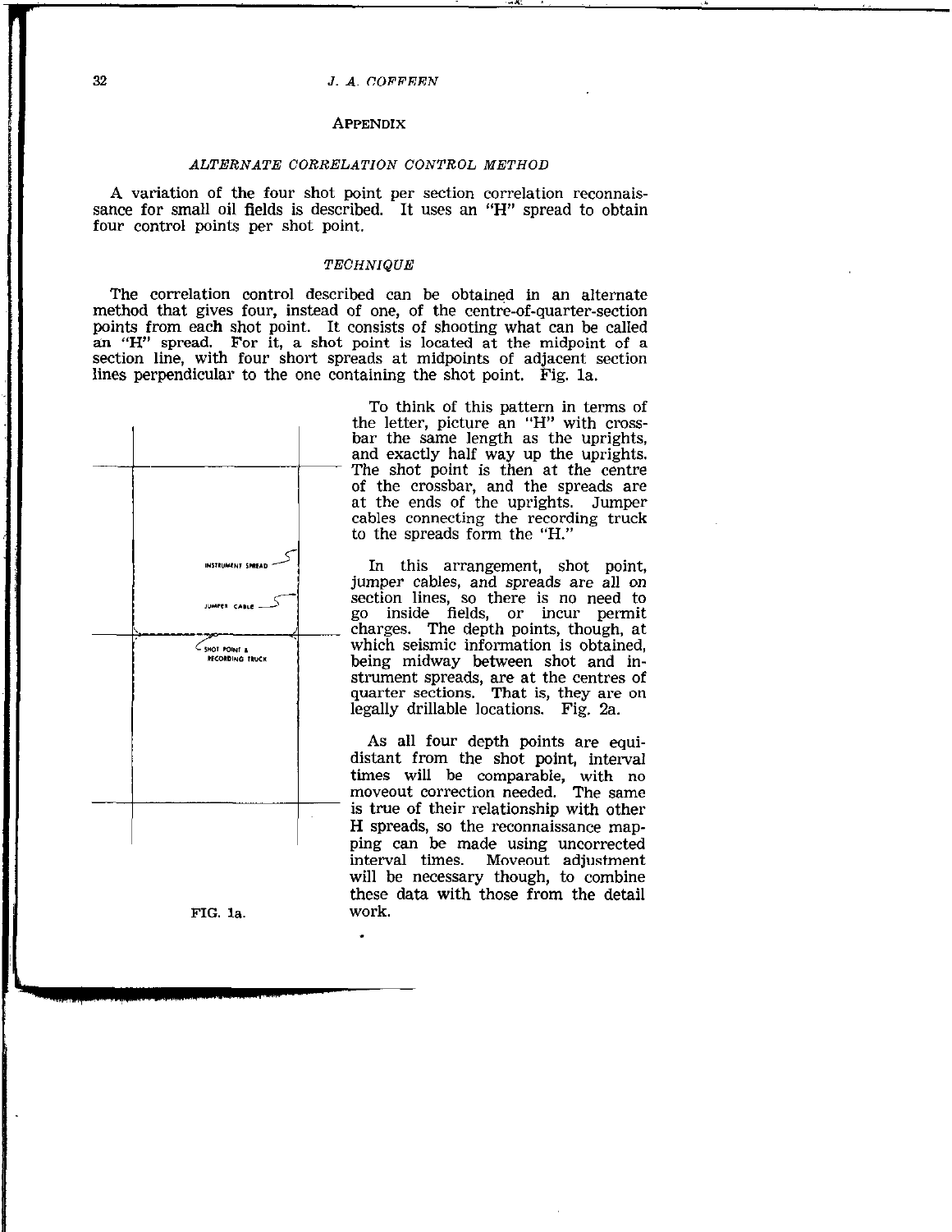## Appendix

### *ALTERNATE CORRELATION CONTROL METHOD*

A variation of the four shot point per section correlation reconnaissance for small oil fields is described. It uses an "H" spread to obtain four control points per shot point.

### *TECHNIQUE*

The correlation control described can be obtained in an alternate method that gives four, instead of one, of the centre-of-quarter-section points from each shot point. It consists of shooting what can be called an "H" spread. For it, a shot point is located at the midpoint of a section line, with four short spreads at midpoints of adjacent section lines perpendicular to the one containing the shot point. Fig. 1a.

To think of this pattern in terms of the letter, picture an "H" with crossbar the same length as the uprights, and exactly half way up the uprights. The shot point is then at the centre of the crossbar, and the spreads are at the ends of the uprights. Jumper cables connecting the recording truck to the spreads form the "H."

In this arrangement, shot point, jumper cables, and spreads are all on section lines, so there is no need to go inside fields, or incur permit charges. The depth points, though, at which seismic information is obtained, being midway between shot and instrument spreads, are at the centres of quarter sections. That is, they are on legally drillable locations. Fig. 2a.

As all four depth points are equidistant from the shot point, interval times will be comparable, with no moveout correction needed. The same is true of their relationship with other H spreads, so the reconnaissance mapping can be made using uncorrected interval times. Moveout adjustment will be necessary though, to combine these data with those from the detail work.

INSTRUMENT SPREAD

JUMPER CABLE

SHOT POINT & RECORDING TRUCK

FIG. 1a.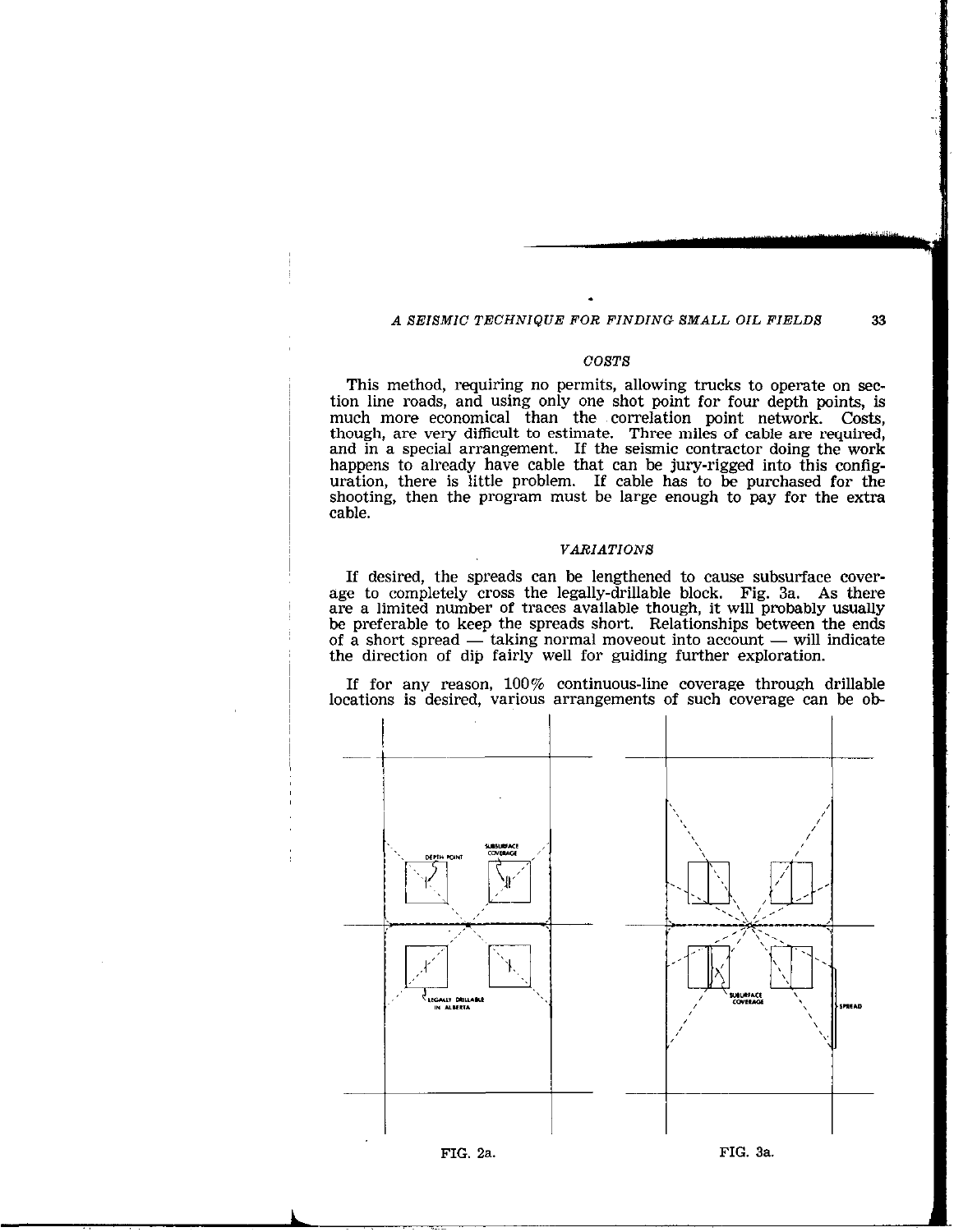## COSTS

This method, requiring no permits, allowing trucks to operate on section line roads, and using only one shot point for four depth points, is much more economical than the correlation point network. Costs, though, are very difficult to estimate. Three miles of cable are required, and in a special arrangement. If the seismic contractor doing the work happens to already have cable that can be jury-rigged into this configuration, there is little problem. If cable has to be purchased for the shooting, then the program must be large enough to pay for the extra cable.

## VARIATIONS

If desired, the spreads can be lengthened to cause subsurface coverage to completely cross the legally-drillable block. Fig. 3a. As there are a limited number of traces available though, it will probably usually be preferable to keep the spreads short. Relationships between the ends of a short spread — taking normal moveout into account — will indicate the direction of dip fairly well for guiding further exploration.

If for any reason, 100% continuous-line coverage through drillable locations is desired, various arrangements of such coverage can be ob-

FIG. 2a.

FIG. 3a.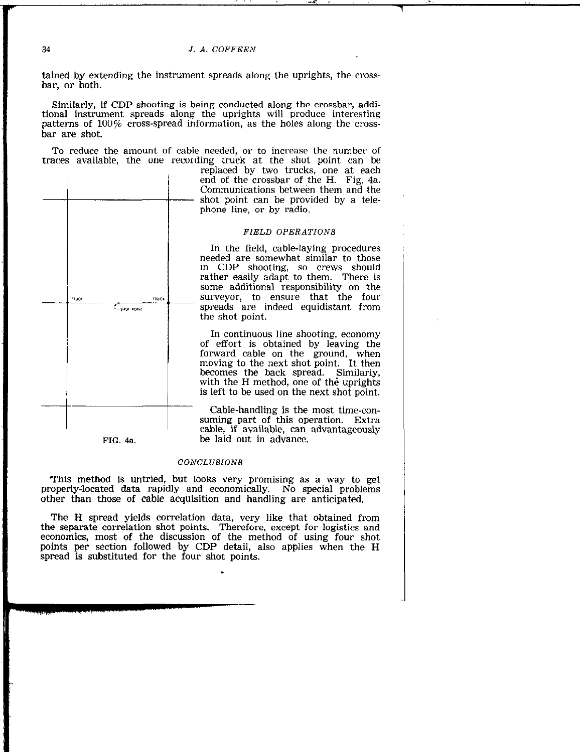tained by extending the instrument spreads along the uprights, the crossbar, or both.

Similarly, if CDP shooting is being conducted along the crossbar, additional instrument spreads along the uprights will produce interesting patterns of 100% cross-spread information, as the holes along the crossbar are shot.

To reduce the amount of cable needed, or to increase the number of traces available, the one recording truck at the shot point can be replaced by two trucks, one at each end of the crossbar of the H. Fig. 4a. Communications between them and the shot point can be provided by a telephone line, or by radio.

TRUCK

TRUCK

SHOT POINT

FIG. 4a.

### FIELD OPERATIONS

In the field, cable-laying procedures needed are somewhat similar to those in CDP shooting, so crews should rather easily adapt to them. There is some additional responsibility on the surveyor, to ensure that the four spreads are indeed equidistant from the shot point.

In continuous line shooting, economy of effort is obtained by leaving the forward cable on the ground, when moving to the next shot point. It then becomes the back spread. Similarly, with the H method, one of the uprights is left to be used on the next shot point.

Cable-handling is the most time-consuming part of this operation. Extra cable, if available, can advantageously be laid out in advance.

### CONCLUSIONS

This method is untried, but looks very promising as a way to get properly-located data rapidly and economically. No special problems other than those of cable acquisition and handling are anticipated.

The H spread yields correlation data, very like that obtained from the separate correlation shot points. Therefore, except for logistics and economics, most of the discussion of the method of using four shot points per section followed by CDP detail, also applies when the H spread is substituted for the four shot points.